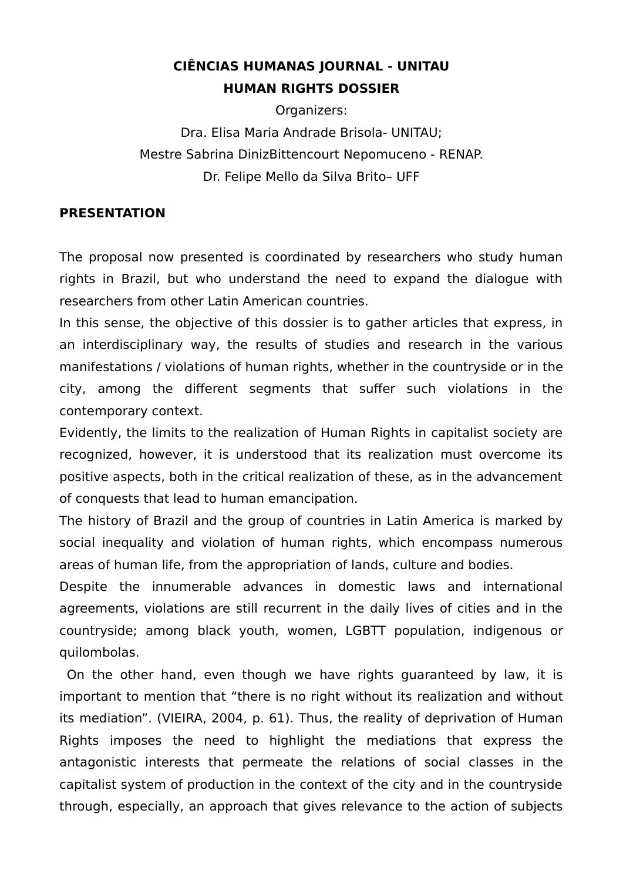**CIÊNCIAS HUMANAS JOURNAL - UNITAU**

**HUMAN RIGHTS DOSSIER**

Organizers:

Dra. Elisa Maria Andrade Brisola- UNITAU;

Mestre Sabrina DinizBittencourt Nepomuceno - RENAP.

Dr. Felipe Mello da Silva Brito– UFF

## PRESENTATION

The proposal now presented is coordinated by researchers who study human rights in Brazil, but who understand the need to expand the dialogue with researchers from other Latin American countries.

In this sense, the objective of this dossier is to gather articles that express, in an interdisciplinary way, the results of studies and research in the various manifestations / violations of human rights, whether in the countryside or in the city, among the different segments that suffer such violations in the contemporary context.

Evidently, the limits to the realization of Human Rights in capitalist society are recognized, however, it is understood that its realization must overcome its positive aspects, both in the critical realization of these, as in the advancement of conquests that lead to human emancipation.

The history of Brazil and the group of countries in Latin America is marked by social inequality and violation of human rights, which encompass numerous areas of human life, from the appropriation of lands, culture and bodies.

Despite the innumerable advances in domestic laws and international agreements, violations are still recurrent in the daily lives of cities and in the countryside; among black youth, women, LGBTT population, indigenous or quilombolas.

On the other hand, even though we have rights guaranteed by law, it is important to mention that "there is no right without its realization and without its mediation". (VIEIRA, 2004, p. 61). Thus, the reality of deprivation of Human Rights imposes the need to highlight the mediations that express the antagonistic interests that permeate the relations of social classes in the capitalist system of production in the context of the city and in the countryside through, especially, an approach that gives relevance to the action of subjects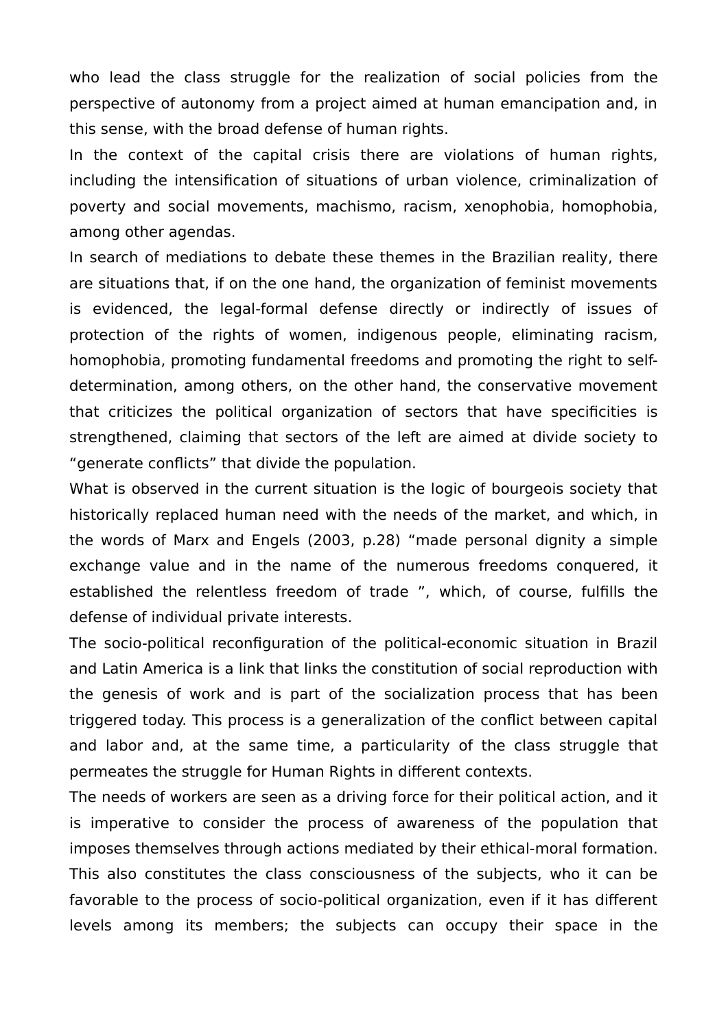who lead the class struggle for the realization of social policies from the perspective of autonomy from a project aimed at human emancipation and, in this sense, with the broad defense of human rights.

In the context of the capital crisis there are violations of human rights, including the intensification of situations of urban violence, criminalization of poverty and social movements, machismo, racism, xenophobia, homophobia, among other agendas.

In search of mediations to debate these themes in the Brazilian reality, there are situations that, if on the one hand, the organization of feminist movements is evidenced, the legal-formal defense directly or indirectly of issues of protection of the rights of women, indigenous people, eliminating racism, homophobia, promoting fundamental freedoms and promoting the right to self-determination, among others, on the other hand, the conservative movement that criticizes the political organization of sectors that have specificities is strengthened, claiming that sectors of the left are aimed at divide society to “generate conflicts” that divide the population.

What is observed in the current situation is the logic of bourgeois society that historically replaced human need with the needs of the market, and which, in the words of Marx and Engels (2003, p.28) “made personal dignity a simple exchange value and in the name of the numerous freedoms conquered, it established the relentless freedom of trade ”, which, of course, fulfills the defense of individual private interests.

The socio-political reconfiguration of the political-economic situation in Brazil and Latin America is a link that links the constitution of social reproduction with the genesis of work and is part of the socialization process that has been triggered today. This process is a generalization of the conflict between capital and labor and, at the same time, a particularity of the class struggle that permeates the struggle for Human Rights in different contexts.

The needs of workers are seen as a driving force for their political action, and it is imperative to consider the process of awareness of the population that imposes themselves through actions mediated by their ethical-moral formation. This also constitutes the class consciousness of the subjects, who it can be favorable to the process of socio-political organization, even if it has different levels among its members; the subjects can occupy their space in the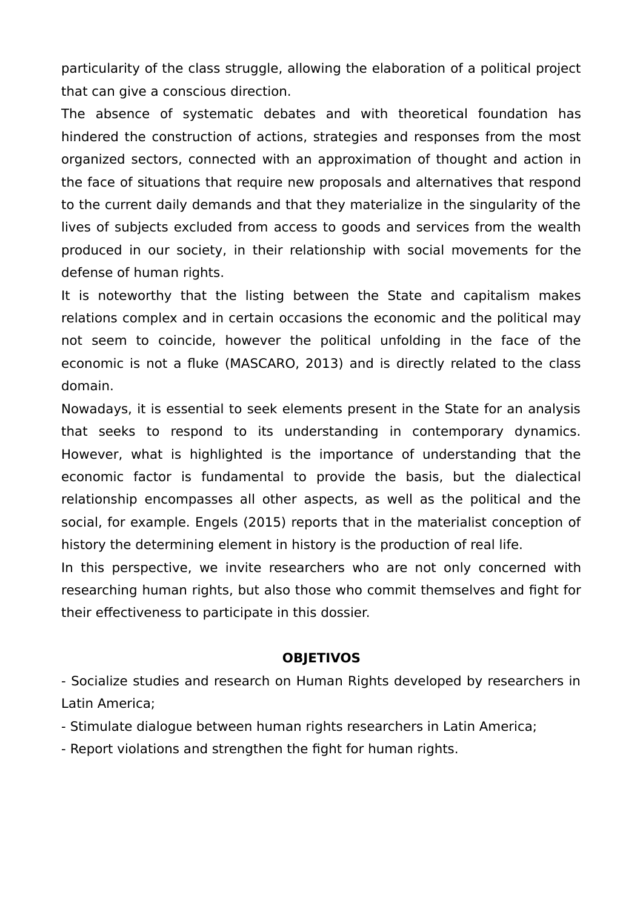particularity of the class struggle, allowing the elaboration of a political project that can give a conscious direction.

The absence of systematic debates and with theoretical foundation has hindered the construction of actions, strategies and responses from the most organized sectors, connected with an approximation of thought and action in the face of situations that require new proposals and alternatives that respond to the current daily demands and that they materialize in the singularity of the lives of subjects excluded from access to goods and services from the wealth produced in our society, in their relationship with social movements for the defense of human rights.

It is noteworthy that the listing between the State and capitalism makes relations complex and in certain occasions the economic and the political may not seem to coincide, however the political unfolding in the face of the economic is not a fluke (MASCARO, 2013) and is directly related to the class domain.

Nowadays, it is essential to seek elements present in the State for an analysis that seeks to respond to its understanding in contemporary dynamics. However, what is highlighted is the importance of understanding that the economic factor is fundamental to provide the basis, but the dialectical relationship encompasses all other aspects, as well as the political and the social, for example. Engels (2015) reports that in the materialist conception of history the determining element in history is the production of real life.

In this perspective, we invite researchers who are not only concerned with researching human rights, but also those who commit themselves and fight for their effectiveness to participate in this dossier.

## OBJETIVOS

- Socialize studies and research on Human Rights developed by researchers in Latin America;
- Stimulate dialogue between human rights researchers in Latin America;
- Report violations and strengthen the fight for human rights.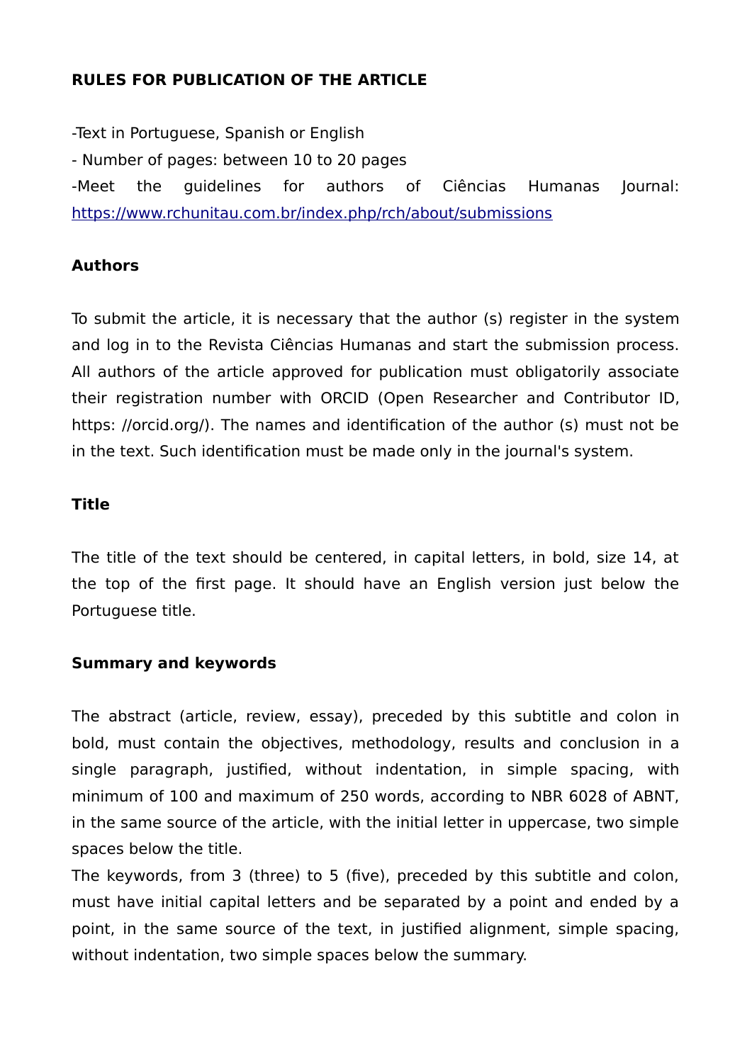## RULES FOR PUBLICATION OF THE ARTICLE

-Text in Portuguese, Spanish or English

- Number of pages: between 10 to 20 pages

-Meet the guidelines for authors of Ciências Humanas Journal: https://www.rchunitau.com.br/index.php/rch/about/submissions

### Authors

To submit the article, it is necessary that the author (s) register in the system and log in to the Revista Ciências Humanas and start the submission process. All authors of the article approved for publication must obligatorily associate their registration number with ORCID (Open Researcher and Contributor ID, https: //orcid.org/). The names and identification of the author (s) must not be in the text. Such identification must be made only in the journal's system.

### Title

The title of the text should be centered, in capital letters, in bold, size 14, at the top of the first page. It should have an English version just below the Portuguese title.

### Summary and keywords

The abstract (article, review, essay), preceded by this subtitle and colon in bold, must contain the objectives, methodology, results and conclusion in a single paragraph, justified, without indentation, in simple spacing, with minimum of 100 and maximum of 250 words, according to NBR 6028 of ABNT, in the same source of the article, with the initial letter in uppercase, two simple spaces below the title.

The keywords, from 3 (three) to 5 (five), preceded by this subtitle and colon, must have initial capital letters and be separated by a point and ended by a point, in the same source of the text, in justified alignment, simple spacing, without indentation, two simple spaces below the summary.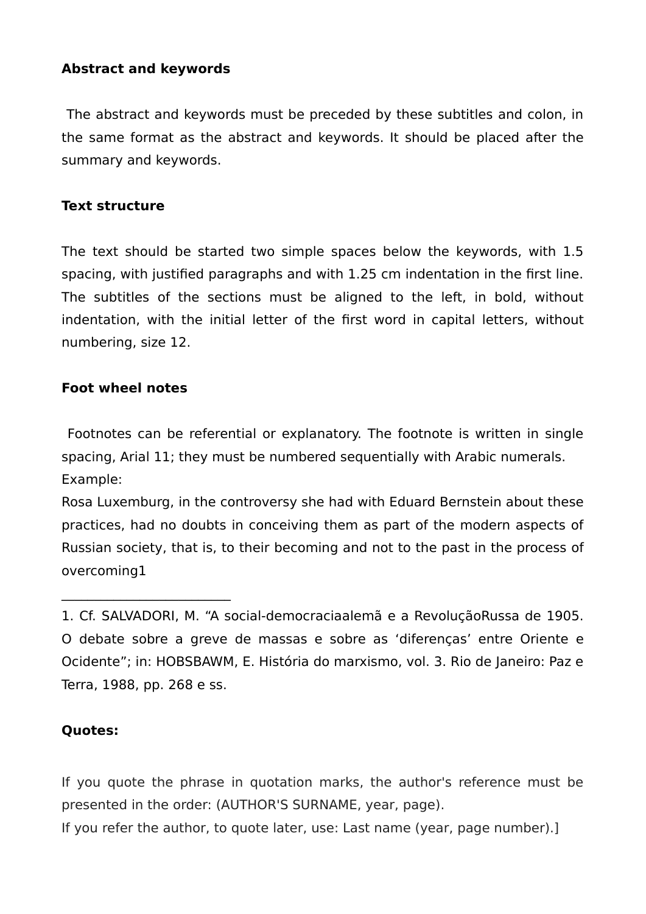**Abstract and keywords**

The abstract and keywords must be preceded by these subtitles and colon, in the same format as the abstract and keywords. It should be placed after the summary and keywords.

**Text structure**

The text should be started two simple spaces below the keywords, with 1.5 spacing, with justified paragraphs and with 1.25 cm indentation in the first line. The subtitles of the sections must be aligned to the left, in bold, without indentation, with the initial letter of the first word in capital letters, without numbering, size 12.

**Foot wheel notes**

Footnotes can be referential or explanatory. The footnote is written in single spacing, Arial 11; they must be numbered sequentially with Arabic numerals.
Example:
Rosa Luxemburg, in the controversy she had with Eduard Bernstein about these practices, had no doubts in conceiving them as part of the modern aspects of Russian society, that is, to their becoming and not to the past in the process of overcoming1

_________________________

1. Cf. SALVADORI, M. “A social-democraciaalemã e a RevoluçãoRussa de 1905. O debate sobre a greve de massas e sobre as ‘diferenças’ entre Oriente e Ocidente”; in: HOBSBAWM, E. História do marxismo, vol. 3. Rio de Janeiro: Paz e Terra, 1988, pp. 268 e ss.

**Quotes:**

If you quote the phrase in quotation marks, the author's reference must be presented in the order: (AUTHOR'S SURNAME, year, page).
If you refer the author, to quote later, use: Last name (year, page number).]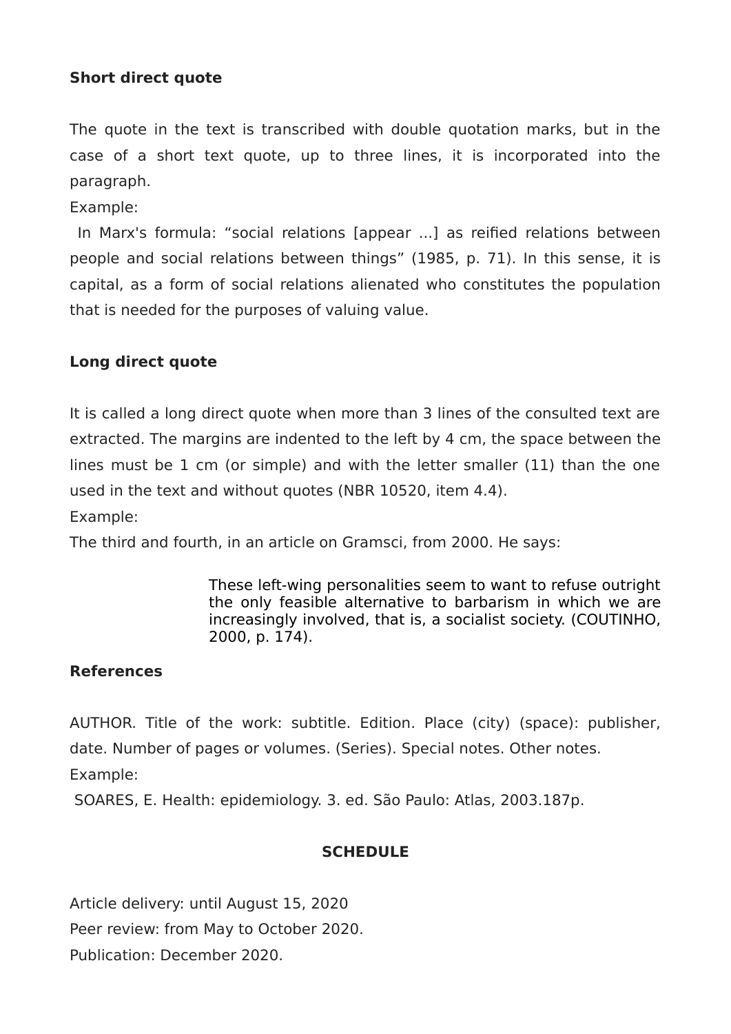**Short direct quote**

The quote in the text is transcribed with double quotation marks, but in the case of a short text quote, up to three lines, it is incorporated into the paragraph.

Example:

In Marx's formula: “social relations [appear ...] as reified relations between people and social relations between things” (1985, p. 71). In this sense, it is capital, as a form of social relations alienated who constitutes the population that is needed for the purposes of valuing value.

**Long direct quote**

It is called a long direct quote when more than 3 lines of the consulted text are extracted. The margins are indented to the left by 4 cm, the space between the lines must be 1 cm (or simple) and with the letter smaller (11) than the one used in the text and without quotes (NBR 10520, item 4.4).

Example:

The third and fourth, in an article on Gramsci, from 2000. He says:

> These left-wing personalities seem to want to refuse outright the only feasible alternative to barbarism in which we are increasingly involved, that is, a socialist society. (COUTINHO, 2000, p. 174).

**References**

AUTHOR. Title of the work: subtitle. Edition. Place (city) (space): publisher, date. Number of pages or volumes. (Series). Special notes. Other notes.

Example:

SOARES, E. Health: epidemiology. 3. ed. São Paulo: Atlas, 2003.187p.

**SCHEDULE**

Article delivery: until August 15, 2020

Peer review: from May to October 2020.

Publication: December 2020.